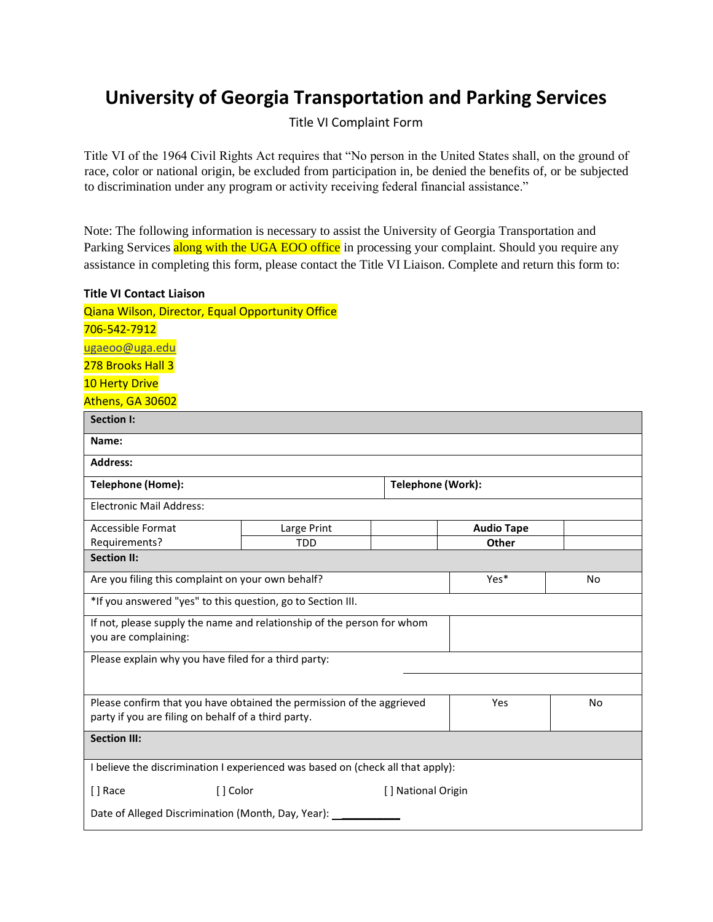# University of Georgia Transportation and Parking Services

Title VI Complaint Form

Title VI of the 1964 Civil Rights Act requires that "No person in the United States shall, on the ground of race, color or national origin, be excluded from participation in, be denied the benefits of, or be subjected to discrimination under any program or activity receiving federal financial assistance."

Note: The following information is necessary to assist the University of Georgia Transportation and Parking Services along with the UGA EOO office in processing your complaint. Should you require any assistance in completing this form, please contact the Title VI Liaison. Complete and return this form to:

**Title VI Contact Liaison**

Qiana Wilson, Director, Equal Opportunity Office
706-542-7912
ugaeoo@uga.edu
278 Brooks Hall 3
10 Herty Drive
Athens, GA 30602

| **Section I:** | | | | |
|---|---|---|---|---|
| **Name:** | | | | |
| **Address:** | | | | |
| **Telephone (Home):** | | **Telephone (Work):** | | |
| Electronic Mail Address: | | | | |
| Accessible Format Requirements? | Large Print | | **Audio Tape** | |
| | TDD | | **Other** | |

| **Section II:** | | |
|---|---|---|
| Are you filing this complaint on your own behalf? | Yes* | No |
| *If you answered "yes" to this question, go to Section III. | | |
| If not, please supply the name and relationship of the person for whom you are complaining: | | |
| Please explain why you have filed for a third party: | | |
| Please confirm that you have obtained the permission of the aggrieved party if you are filing on behalf of a third party. | Yes | No |

| **Section III:** | | |
|---|---|---|
| I believe the discrimination I experienced was based on (check all that apply): | | |
| [ ] Race | [ ] Color | [ ] National Origin |
| Date of Alleged Discrimination (Month, Day, Year): ___________ | | |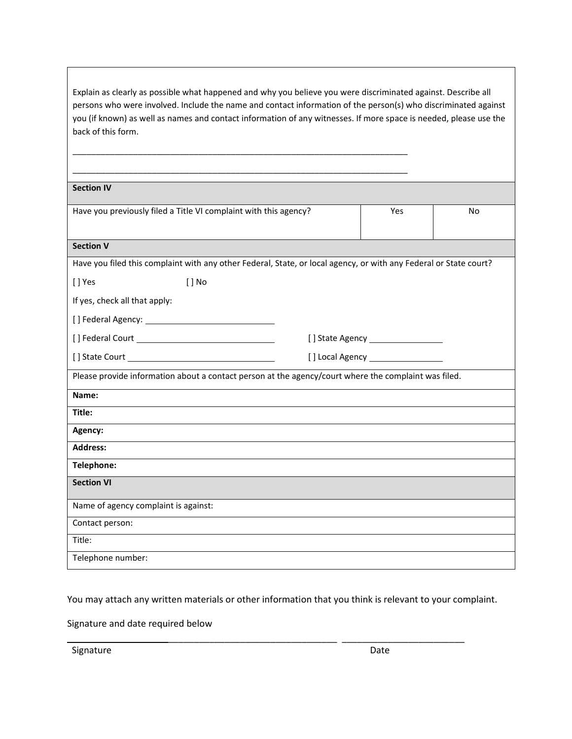Explain as clearly as possible what happened and why you believe you were discriminated against. Describe all persons who were involved. Include the name and contact information of the person(s) who discriminated against you (if known) as well as names and contact information of any witnesses. If more space is needed, please use the back of this form.

\_\_\_\_\_\_\_\_\_\_\_\_\_\_\_\_\_\_\_\_\_\_\_\_\_\_\_\_\_\_\_\_\_\_\_\_\_\_\_\_\_\_\_\_\_\_\_\_\_\_\_\_\_\_\_\_\_\_\_\_\_\_\_\_\_\_\_\_\_\_\_\_\_\_

\_\_\_\_\_\_\_\_\_\_\_\_\_\_\_\_\_\_\_\_\_\_\_\_\_\_\_\_\_\_\_\_\_\_\_\_\_\_\_\_\_\_\_\_\_\_\_\_\_\_\_\_\_\_\_\_\_\_\_\_\_\_\_\_\_\_\_\_\_\_\_\_\_\_

**Section IV**

| | | |
|---|---|---|
| Have you previously filed a Title VI complaint with this agency? | Yes | No |

**Section V**

Have you filed this complaint with any other Federal, State, or local agency, or with any Federal or State court?

[ ] Yes [ ] No

If yes, check all that apply:

[ ] Federal Agency: \_\_\_\_\_\_\_\_\_\_\_\_\_\_\_\_\_\_\_\_\_\_\_\_\_\_

[ ] Federal Court \_\_\_\_\_\_\_\_\_\_\_\_\_\_\_\_\_\_\_\_\_\_\_\_\_\_ [ ] State Agency \_\_\_\_\_\_\_\_\_\_\_\_\_\_\_

[ ] State Court \_\_\_\_\_\_\_\_\_\_\_\_\_\_\_\_\_\_\_\_\_\_\_\_\_\_ [ ] Local Agency \_\_\_\_\_\_\_\_\_\_\_\_\_\_\_

Please provide information about a contact person at the agency/court where the complaint was filed.

**Name:**

**Title:**

**Agency:**

**Address:**

**Telephone:**

**Section VI**

Name of agency complaint is against:

Contact person:

Title:

Telephone number:

You may attach any written materials or other information that you think is relevant to your complaint.

Signature and date required below

\_\_\_\_\_\_\_\_\_\_\_\_\_\_\_\_\_\_\_\_\_\_\_\_\_\_\_\_\_\_\_\_\_\_\_\_\_\_\_\_\_\_\_\_\_\_\_\_\_\_\_\_ \_\_\_\_\_\_\_\_\_\_\_\_\_\_\_\_\_\_\_\_\_\_\_\_

Signature Date